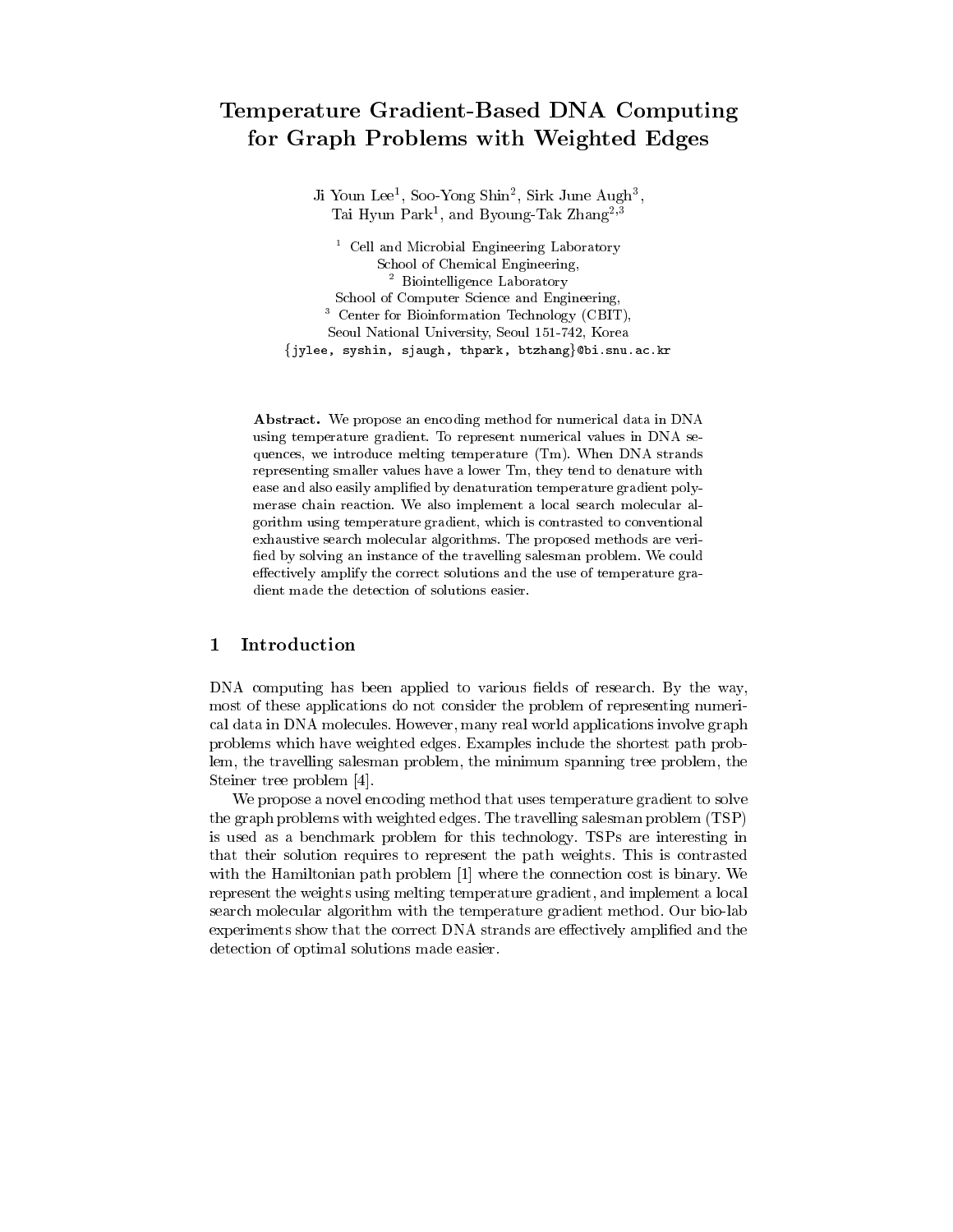# Temperature Gradient-Based DNA Computing for Graph Problems with Weighted Edges

Ji Youn Lee[1], Soo-Yong Shin[2], Sirk June Augh[3], Tai Hyun Park[1], and Byoung-Tak Zhang[2,3]

[1] Cell and Microbial Engineering Laboratory
School of Chemical Engineering,
[2] Biointelligence Laboratory
School of Computer Science and Engineering,
[3] Center for Bioinformation Technology (CBIT),
Seoul National University, Seoul 151-742, Korea
{jylee, syshin, sjaugh, thpark, btzhang}@bi.snu.ac.kr

**Abstract.** We propose an encoding method for numerical data in DNA using temperature gradient. To represent numerical values in DNA sequences, we introduce melting temperature (Tm). When DNA strands representing smaller values have a lower Tm, they tend to denature with ease and also easily amplified by denaturation temperature gradient polymerase chain reaction. We also implement a local search molecular algorithm using temperature gradient, which is contrasted to conventional exhaustive search molecular algorithms. The proposed methods are verified by solving an instance of the travelling salesman problem. We could effectively amplify the correct solutions and the use of temperature gradient made the detection of solutions easier.

## 1 Introduction

DNA computing has been applied to various fields of research. By the way, most of these applications do not consider the problem of representing numerical data in DNA molecules. However, many real world applications involve graph problems which have weighted edges. Examples include the shortest path problem, the travelling salesman problem, the minimum spanning tree problem, the Steiner tree problem [4].

We propose a novel encoding method that uses temperature gradient to solve the graph problems with weighted edges. The travelling salesman problem (TSP) is used as a benchmark problem for this technology. TSPs are interesting in that their solution requires to represent the path weights. This is contrasted with the Hamiltonian path problem [1] where the connection cost is binary. We represent the weights using melting temperature gradient, and implement a local search molecular algorithm with the temperature gradient method. Our bio-lab experiments show that the correct DNA strands are effectively amplified and the detection of optimal solutions made easier.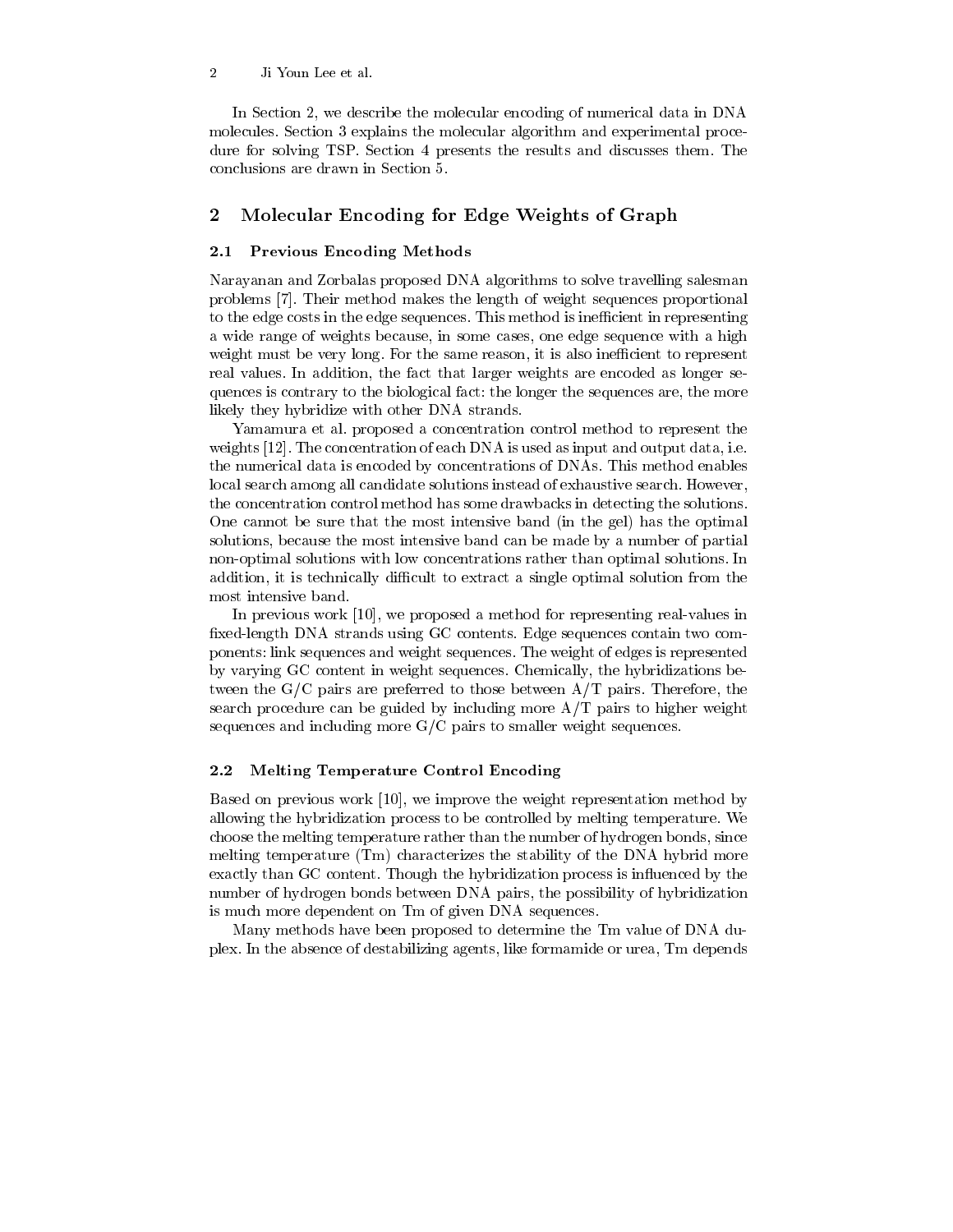In Section 2, we describe the molecular encoding of numerical data in DNA molecules. Section 3 explains the molecular algorithm and experimental procedure for solving TSP. Section 4 presents the results and discusses them. The conclusions are drawn in Section 5.

## 2 Molecular Encoding for Edge Weights of Graph

### 2.1 Previous Encoding Methods

Narayanan and Zorbalas proposed DNA algorithms to solve travelling salesman problems [7]. Their method makes the length of weight sequences proportional to the edge costs in the edge sequences. This method is inefficient in representing a wide range of weights because, in some cases, one edge sequence with a high weight must be very long. For the same reason, it is also inefficient to represent real values. In addition, the fact that larger weights are encoded as longer sequences is contrary to the biological fact: the longer the sequences are, the more likely they hybridize with other DNA strands.

Yamamura et al. proposed a concentration control method to represent the weights [12]. The concentration of each DNA is used as input and output data, i.e. the numerical data is encoded by concentrations of DNAs. This method enables local search among all candidate solutions instead of exhaustive search. However, the concentration control method has some drawbacks in detecting the solutions. One cannot be sure that the most intensive band (in the gel) has the optimal solutions, because the most intensive band can be made by a number of partial non-optimal solutions with low concentrations rather than optimal solutions. In addition, it is technically difficult to extract a single optimal solution from the most intensive band.

In previous work [10], we proposed a method for representing real-values in fixed-length DNA strands using GC contents. Edge sequences contain two components: link sequences and weight sequences. The weight of edges is represented by varying GC content in weight sequences. Chemically, the hybridizations between the G/C pairs are preferred to those between A/T pairs. Therefore, the search procedure can be guided by including more A/T pairs to higher weight sequences and including more G/C pairs to smaller weight sequences.

### 2.2 Melting Temperature Control Encoding

Based on previous work [10], we improve the weight representation method by allowing the hybridization process to be controlled by melting temperature. We choose the melting temperature rather than the number of hydrogen bonds, since melting temperature (Tm) characterizes the stability of the DNA hybrid more exactly than GC content. Though the hybridization process is influenced by the number of hydrogen bonds between DNA pairs, the possibility of hybridization is much more dependent on Tm of given DNA sequences.

Many methods have been proposed to determine the Tm value of DNA duplex. In the absence of destabilizing agents, like formamide or urea, Tm depends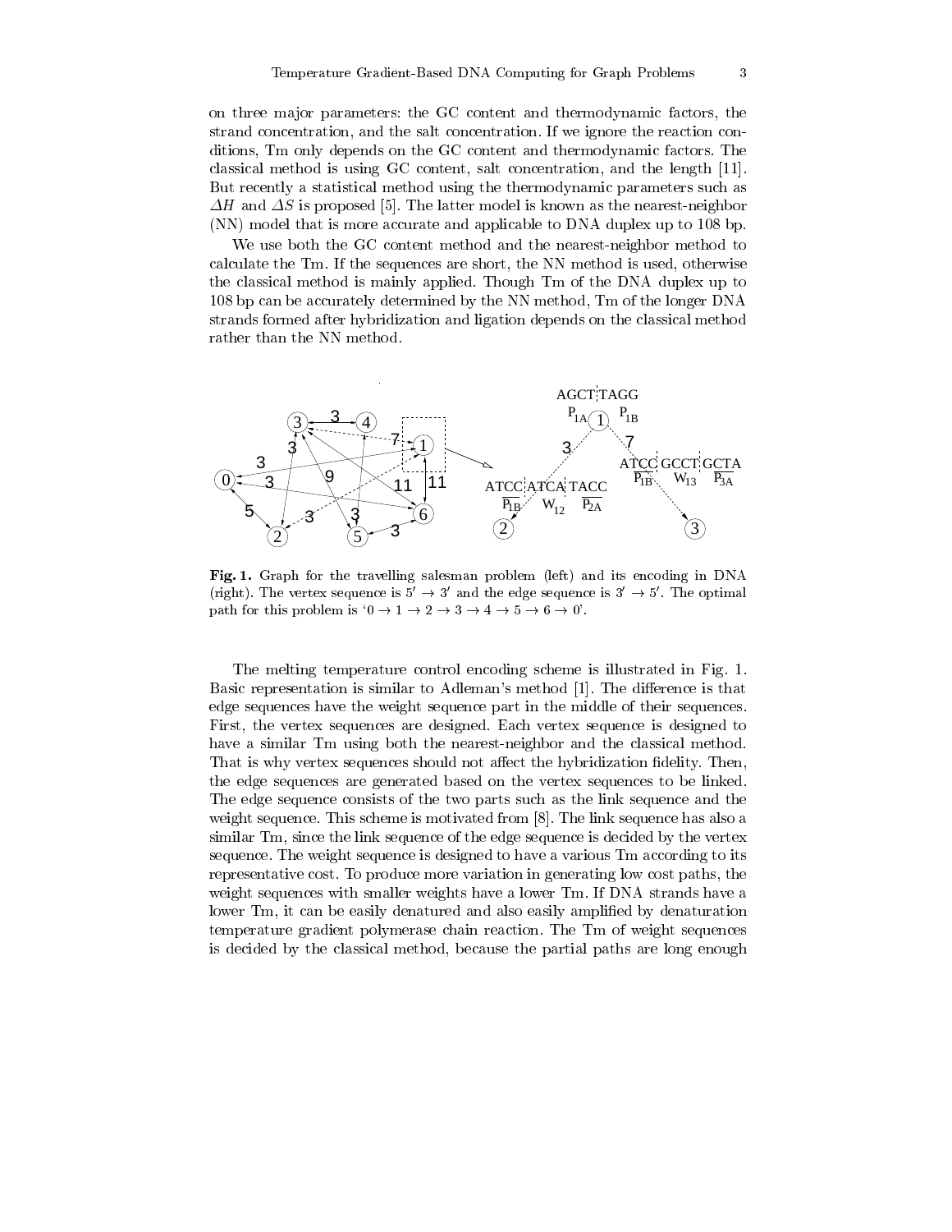on three major parameters: the GC content and thermodynamic factors, the strand concentration, and the salt concentration. If we ignore the reaction conditions, Tm only depends on the GC content and thermodynamic factors. The classical method is using GC content, salt concentration, and the length [11]. But recently a statistical method using the thermodynamic parameters such as $\Delta H$ and $\Delta S$ is proposed [5]. The latter model is known as the nearest-neighbor (NN) model that is more accurate and applicable to DNA duplex up to 108 bp.

We use both the GC content method and the nearest-neighbor method to calculate the Tm. If the sequences are short, the NN method is used, otherwise the classical method is mainly applied. Though Tm of the DNA duplex up to 108 bp can be accurately determined by the NN method, Tm of the longer DNA strands formed after hybridization and ligation depends on the classical method rather than the NN method.

**Fig. 1.** Graph for the travelling salesman problem (left) and its encoding in DNA (right). The vertex sequence is $5' \rightarrow 3'$ and the edge sequence is $3' \rightarrow 5'$. The optimal path for this problem is '$0 \rightarrow 1 \rightarrow 2 \rightarrow 3 \rightarrow 4 \rightarrow 5 \rightarrow 6 \rightarrow 0$'.

The melting temperature control encoding scheme is illustrated in Fig. 1. Basic representation is similar to Adleman's method [1]. The difference is that edge sequences have the weight sequence part in the middle of their sequences. First, the vertex sequences are designed. Each vertex sequence is designed to have a similar Tm using both the nearest-neighbor and the classical method. That is why vertex sequences should not affect the hybridization fidelity. Then, the edge sequences are generated based on the vertex sequences to be linked. The edge sequence consists of the two parts such as the link sequence and the weight sequence. This scheme is motivated from [8]. The link sequence has also a similar Tm, since the link sequence of the edge sequence is decided by the vertex sequence. The weight sequence is designed to have a various Tm according to its representative cost. To produce more variation in generating low cost paths, the weight sequences with smaller weights have a lower Tm. If DNA strands have a lower Tm, it can be easily denatured and also easily amplified by denaturation temperature gradient polymerase chain reaction. The Tm of weight sequences is decided by the classical method, because the partial paths are long enough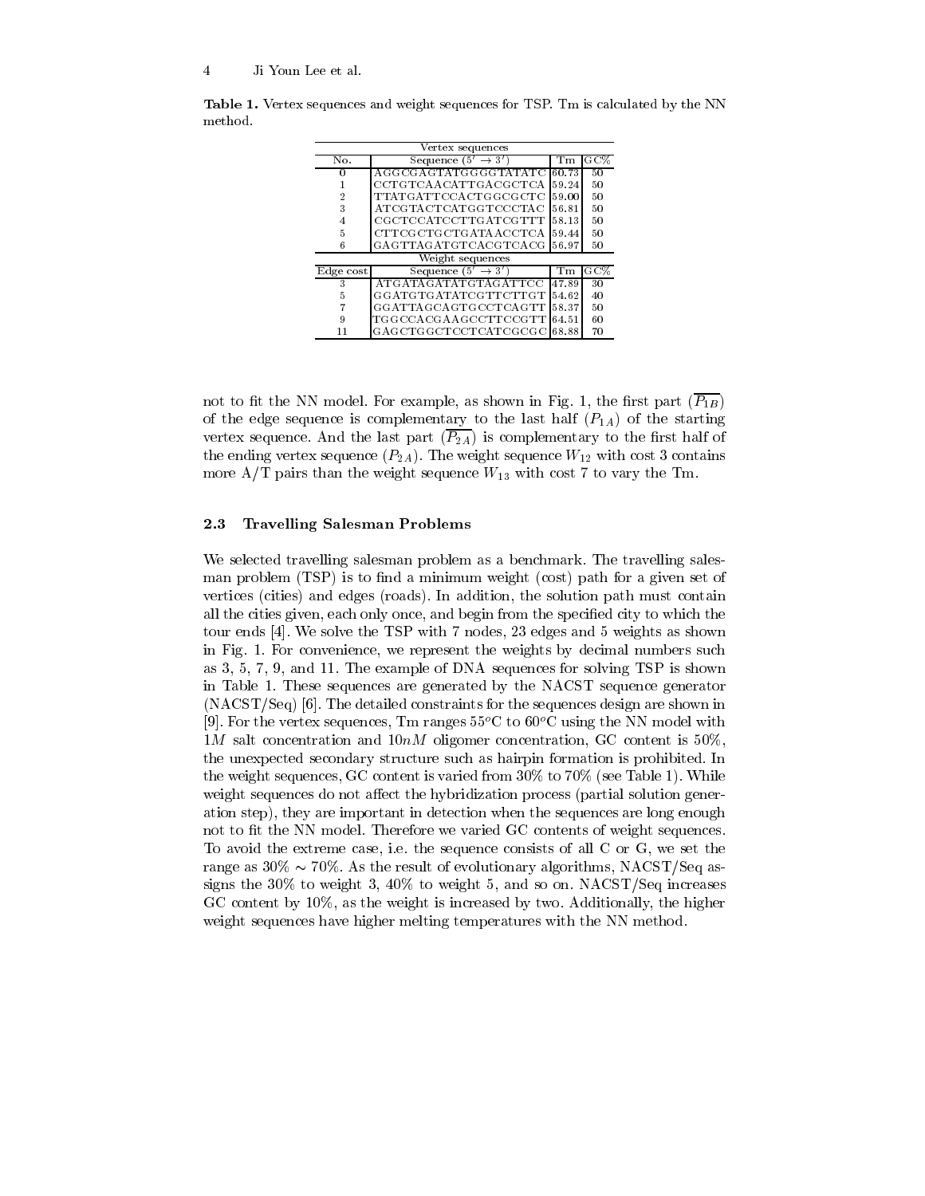**Table 1.** Vertex sequences and weight sequences for TSP. Tm is calculated by the NN method.

| Vertex sequences | | | |
|---|---|---|---|
| No. | Sequence ($5' \to 3'$) | Tm | GC% |
| 0 | AGGCGAGTATGGGGTATATC | 60.73 | 50 |
| 1 | CCTGTCAACATTGACGCTCA | 59.24 | 50 |
| 2 | TTATGATTCCACTGGCGCTC | 59.00 | 50 |
| 3 | ATCGTACTCATGGTCCCTAC | 56.81 | 50 |
| 4 | CGCTCCATCCTTGATCGTTT | 58.13 | 50 |
| 5 | CTTCGCTGCTGATAACCTCA | 59.44 | 50 |
| 6 | GAGTTAGATGTCACGTCACG | 56.97 | 50 |
| **Weight sequences** | | | |
| Edge cost | Sequence ($5' \to 3'$) | Tm | GC% |
| 3 | ATGATAGATATGTAGATTCC | 47.89 | 30 |
| 5 | GGATGTGATATCGTTCTTGT | 54.62 | 40 |
| 7 | GGATTAGCAGTGCCTCAGTT | 58.37 | 50 |
| 9 | TGGCCACGAAGCCTTCCGTT | 64.51 | 60 |
| 11 | GAGCTGGCTCCTCATCGCGC | 68.88 | 70 |

not to fit the NN model. For example, as shown in Fig. 1, the first part ($\overline{P_{1B}}$) of the edge sequence is complementary to the last half ($P_{1A}$) of the starting vertex sequence. And the last part ($\overline{P_{2A}}$) is complementary to the first half of the ending vertex sequence ($P_{2A}$). The weight sequence $W_{12}$ with cost 3 contains more A/T pairs than the weight sequence $W_{13}$ with cost 7 to vary the Tm.

### 2.3 Travelling Salesman Problems

We selected travelling salesman problem as a benchmark. The travelling salesman problem (TSP) is to find a minimum weight (cost) path for a given set of vertices (cities) and edges (roads). In addition, the solution path must contain all the cities given, each only once, and begin from the specified city to which the tour ends [4]. We solve the TSP with 7 nodes, 23 edges and 5 weights as shown in Fig. 1. For convenience, we represent the weights by decimal numbers such as 3, 5, 7, 9, and 11. The example of DNA sequences for solving TSP is shown in Table 1. These sequences are generated by the NACST sequence generator (NACST/Seq) [6]. The detailed constraints for the sequences design are shown in [9]. For the vertex sequences, Tm ranges $55^o$C to $60^o$C using the NN model with $1M$ salt concentration and $10nM$ oligomer concentration, GC content is 50%, the unexpected secondary structure such as hairpin formation is prohibited. In the weight sequences, GC content is varied from 30% to 70% (see Table 1). While weight sequences do not affect the hybridization process (partial solution generation step), they are important in detection when the sequences are long enough not to fit the NN model. Therefore we varied GC contents of weight sequences. To avoid the extreme case, i.e. the sequence consists of all C or G, we set the range as 30% $\sim$ 70%. As the result of evolutionary algorithms, NACST/Seq assigns the 30% to weight 3, 40% to weight 5, and so on. NACST/Seq increases GC content by 10%, as the weight is increased by two. Additionally, the higher weight sequences have higher melting temperatures with the NN method.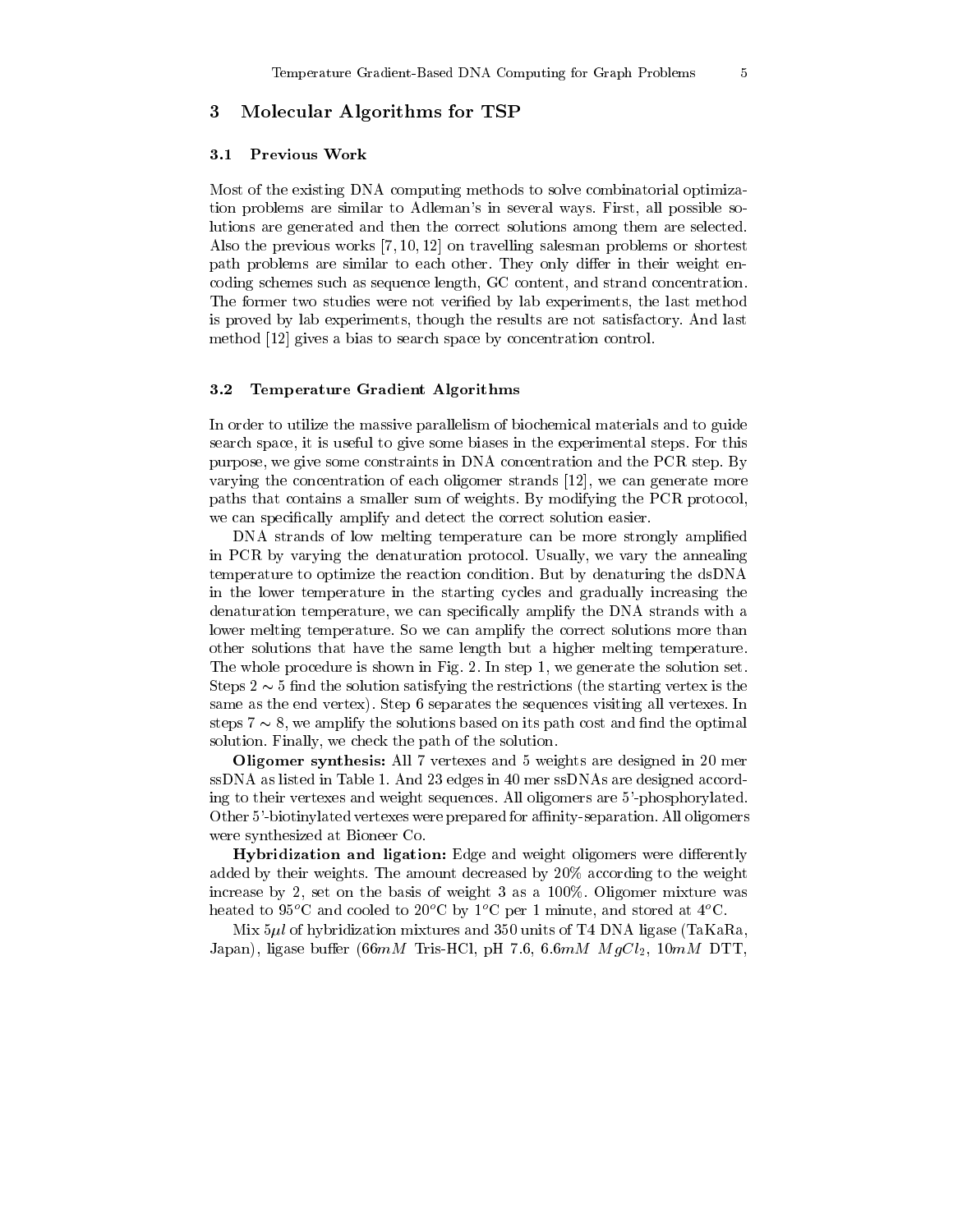## 3 Molecular Algorithms for TSP

### 3.1 Previous Work

Most of the existing DNA computing methods to solve combinatorial optimization problems are similar to Adleman's in several ways. First, all possible solutions are generated and then the correct solutions among them are selected. Also the previous works [7, 10, 12] on travelling salesman problems or shortest path problems are similar to each other. They only differ in their weight encoding schemes such as sequence length, GC content, and strand concentration. The former two studies were not verified by lab experiments, the last method is proved by lab experiments, though the results are not satisfactory. And last method [12] gives a bias to search space by concentration control.

### 3.2 Temperature Gradient Algorithms

In order to utilize the massive parallelism of biochemical materials and to guide search space, it is useful to give some biases in the experimental steps. For this purpose, we give some constraints in DNA concentration and the PCR step. By varying the concentration of each oligomer strands [12], we can generate more paths that contains a smaller sum of weights. By modifying the PCR protocol, we can specifically amplify and detect the correct solution easier.

DNA strands of low melting temperature can be more strongly amplified in PCR by varying the denaturation protocol. Usually, we vary the annealing temperature to optimize the reaction condition. But by denaturing the dsDNA in the lower temperature in the starting cycles and gradually increasing the denaturation temperature, we can specifically amplify the DNA strands with a lower melting temperature. So we can amplify the correct solutions more than other solutions that have the same length but a higher melting temperature. The whole procedure is shown in Fig. 2. In step 1, we generate the solution set. Steps 2 $\sim$ 5 find the solution satisfying the restrictions (the starting vertex is the same as the end vertex). Step 6 separates the sequences visiting all vertexes. In steps 7 $\sim$ 8, we amplify the solutions based on its path cost and find the optimal solution. Finally, we check the path of the solution.

**Oligomer synthesis:** All 7 vertexes and 5 weights are designed in 20 mer ssDNA as listed in Table 1. And 23 edges in 40 mer ssDNAs are designed according to their vertexes and weight sequences. All oligomers are 5'-phosphorylated. Other 5'-biotinylated vertexes were prepared for affinity-separation. All oligomers were synthesized at Bioneer Co.

**Hybridization and ligation:** Edge and weight oligomers were differently added by their weights. The amount decreased by 20% according to the weight increase by 2, set on the basis of weight 3 as a 100%. Oligomer mixture was heated to 95$^o$C and cooled to 20$^o$C by 1$^o$C per 1 minute, and stored at 4$^o$C.

Mix 5$\mu l$ of hybridization mixtures and 350 units of T4 DNA ligase (TaKaRa, Japan), ligase buffer (66$mM$ Tris-HCl, pH 7.6, 6.6$mM$ $MgCl_2$, 10$mM$ DTT,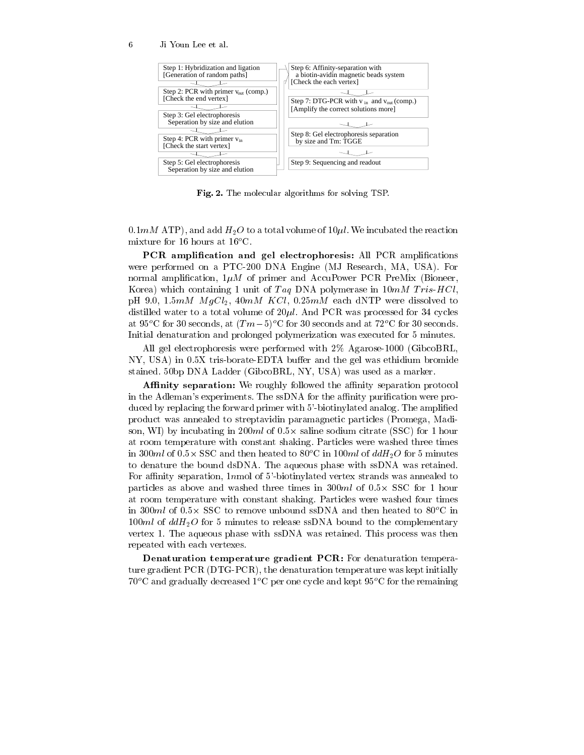Step 1: Hybridization and ligation
[Generation of random paths]

Step 2: PCR with primer $v_{out}$ (comp.)
[Check the end vertex]

Step 3: Gel electrophoresis
Seperation by size and elution

Step 4: PCR with primer $v_{in}$
[Check the start vertex]

Step 5: Gel electrophoresis
Seperation by size and elution

Step 6: Affinity-separation with
a biotin-avidin magnetic beads system
[Check the each vertex]

Step 7: DTG-PCR with $v_{in}$ and $v_{out}$ (comp.)
[Amplify the correct solutions more]

Step 8: Gel electrophoresis separation
by size and Tm: TGGE

Step 9: Sequencing and readout

**Fig. 2.** The molecular algorithms for solving TSP.

$0.1mM$ ATP), and add $H_2O$ to a total volume of $10\mu l$. We incubated the reaction mixture for 16 hours at $16^oC$.

**PCR amplification and gel electrophoresis:** All PCR amplifications were performed on a PTC-200 DNA Engine (MJ Research, MA, USA). For normal amplification, $1\mu M$ of primer and AccuPower PCR PreMix (Bioneer, Korea) which containing 1 unit of $Taq$ DNA polymerase in $10mM$ $Tris$-$HCl$, pH 9.0, $1.5mM$ $MgCl_2$, $40mM$ $KCl$, $0.25mM$ each dNTP were dissolved to distilled water to a total volume of $20\mu l$. And PCR was processed for 34 cycles at $95^oC$ for 30 seconds, at $(Tm-5)^oC$ for 30 seconds and at $72^oC$ for 30 seconds. Initial denaturation and prolonged polymerization was executed for 5 minutes.

All gel electrophoresis were performed with 2% Agarose-1000 (GibcoBRL, NY, USA) in 0.5X tris-borate-EDTA buffer and the gel was ethidium bromide stained. 50bp DNA Ladder (GibcoBRL, NY, USA) was used as a marker.

**Affinity separation:** We roughly followed the affinity separation protocol in the Adleman's experiments. The ssDNA for the affinity purification were produced by replacing the forward primer with 5'-biotinylated analog. The amplified product was annealed to streptavidin paramagnetic particles (Promega, Madison, WI) by incubating in $200ml$ of $0.5\times$ saline sodium citrate (SSC) for 1 hour at room temperature with constant shaking. Particles were washed three times in $300ml$ of $0.5\times$ SSC and then heated to $80^oC$ in $100ml$ of $ddH_2O$ for 5 minutes to denature the bound dsDNA. The aqueous phase with ssDNA was retained. For affinity separation, $1n$mol of 5'-biotinylated vertex strands was annealed to particles as above and washed three times in $300ml$ of $0.5\times$ SSC for 1 hour at room temperature with constant shaking. Particles were washed four times in $300ml$ of $0.5\times$ SSC to remove unbound ssDNA and then heated to $80^oC$ in $100ml$ of $ddH_2O$ for 5 minutes to release ssDNA bound to the complementary vertex 1. The aqueous phase with ssDNA was retained. This process was then repeated with each vertexes.

**Denaturation temperature gradient PCR:** For denaturation temperature gradient PCR (DTG-PCR), the denaturation temperature was kept initially $70^oC$ and gradually decreased $1^oC$ per one cycle and kept $95^oC$ for the remaining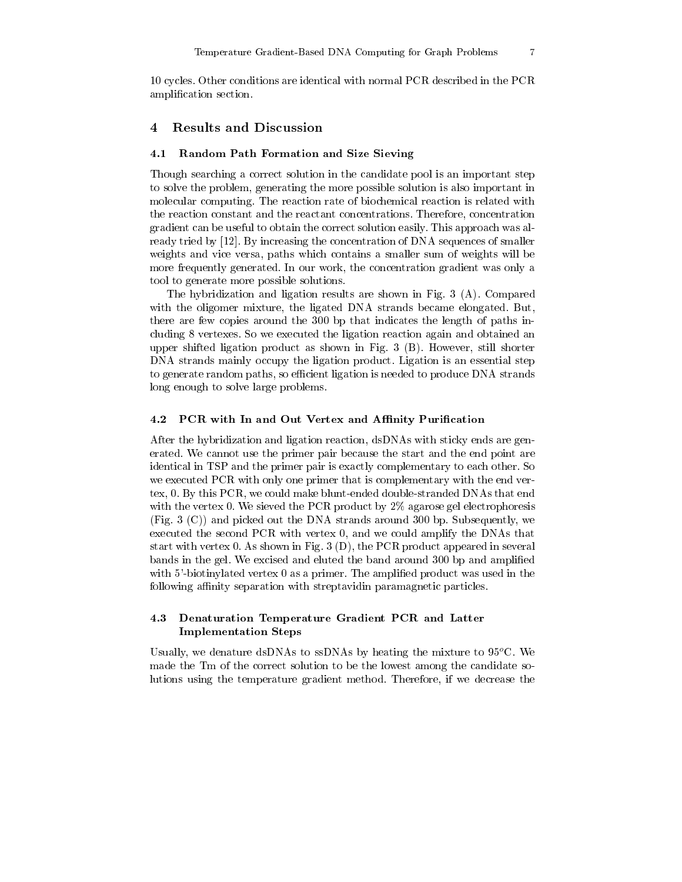10 cycles. Other conditions are identical with normal PCR described in the PCR amplification section.

## 4 Results and Discussion

### 4.1 Random Path Formation and Size Sieving

Though searching a correct solution in the candidate pool is an important step to solve the problem, generating the more possible solution is also important in molecular computing. The reaction rate of biochemical reaction is related with the reaction constant and the reactant concentrations. Therefore, concentration gradient can be useful to obtain the correct solution easily. This approach was already tried by [12]. By increasing the concentration of DNA sequences of smaller weights and vice versa, paths which contains a smaller sum of weights will be more frequently generated. In our work, the concentration gradient was only a tool to generate more possible solutions.

The hybridization and ligation results are shown in Fig. 3 (A). Compared with the oligomer mixture, the ligated DNA strands became elongated. But, there are few copies around the 300 bp that indicates the length of paths including 8 vertexes. So we executed the ligation reaction again and obtained an upper shifted ligation product as shown in Fig. 3 (B). However, still shorter DNA strands mainly occupy the ligation product. Ligation is an essential step to generate random paths, so efficient ligation is needed to produce DNA strands long enough to solve large problems.

### 4.2 PCR with In and Out Vertex and Affinity Purification

After the hybridization and ligation reaction, dsDNAs with sticky ends are generated. We cannot use the primer pair because the start and the end point are identical in TSP and the primer pair is exactly complementary to each other. So we executed PCR with only one primer that is complementary with the end vertex, 0. By this PCR, we could make blunt-ended double-stranded DNAs that end with the vertex 0. We sieved the PCR product by 2% agarose gel electrophoresis (Fig. 3 (C)) and picked out the DNA strands around 300 bp. Subsequently, we executed the second PCR with vertex 0, and we could amplify the DNAs that start with vertex 0. As shown in Fig. 3 (D), the PCR product appeared in several bands in the gel. We excised and eluted the band around 300 bp and amplified with 5'-biotinylated vertex 0 as a primer. The amplified product was used in the following affinity separation with streptavidin paramagnetic particles.

### 4.3 Denaturation Temperature Gradient PCR and Latter Implementation Steps

Usually, we denature dsDNAs to ssDNAs by heating the mixture to 95$^{o}$C. We made the Tm of the correct solution to be the lowest among the candidate solutions using the temperature gradient method. Therefore, if we decrease the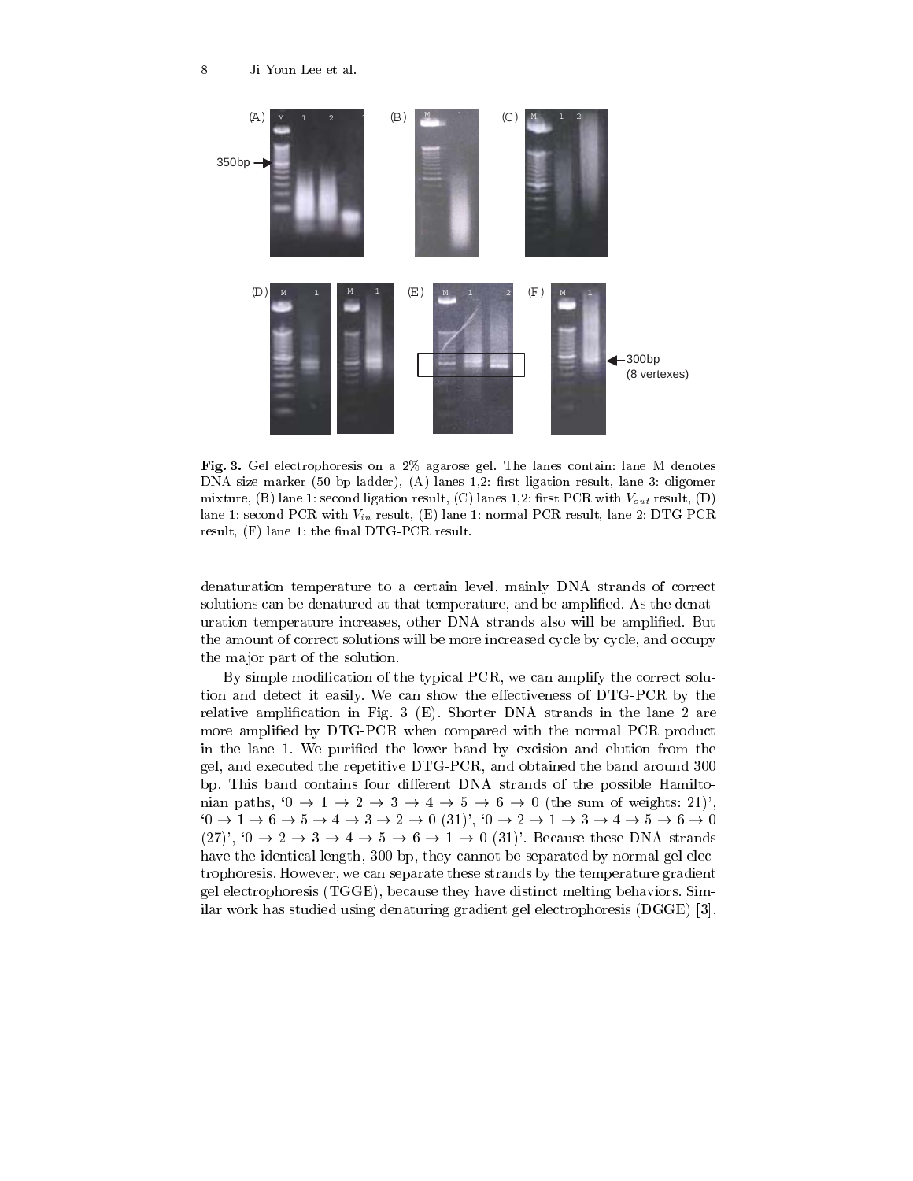**Fig. 3.** Gel electrophoresis on a 2% agarose gel. The lanes contain: lane M denotes DNA size marker (50 bp ladder), (A) lanes 1,2: first ligation result, lane 3: oligomer mixture, (B) lane 1: second ligation result, (C) lanes 1,2: first PCR with $V_{out}$ result, (D) lane 1: second PCR with $V_{in}$ result, (E) lane 1: normal PCR result, lane 2: DTG-PCR result, (F) lane 1: the final DTG-PCR result.

denaturation temperature to a certain level, mainly DNA strands of correct solutions can be denatured at that temperature, and be amplified. As the denaturation temperature increases, other DNA strands also will be amplified. But the amount of correct solutions will be more increased cycle by cycle, and occupy the major part of the solution.

By simple modification of the typical PCR, we can amplify the correct solution and detect it easily. We can show the effectiveness of DTG-PCR by the relative amplification in Fig. 3 (E). Shorter DNA strands in the lane 2 are more amplified by DTG-PCR when compared with the normal PCR product in the lane 1. We purified the lower band by excision and elution from the gel, and executed the repetitive DTG-PCR, and obtained the band around 300 bp. This band contains four different DNA strands of the possible Hamiltonian paths, '$0 \rightarrow 1 \rightarrow 2 \rightarrow 3 \rightarrow 4 \rightarrow 5 \rightarrow 6 \rightarrow 0$ (the sum of weights: 21)', '$0 \rightarrow 1 \rightarrow 6 \rightarrow 5 \rightarrow 4 \rightarrow 3 \rightarrow 2 \rightarrow 0$ (31)', '$0 \rightarrow 2 \rightarrow 1 \rightarrow 3 \rightarrow 4 \rightarrow 5 \rightarrow 6 \rightarrow 0$ (27)', '$0 \rightarrow 2 \rightarrow 3 \rightarrow 4 \rightarrow 5 \rightarrow 6 \rightarrow 1 \rightarrow 0$ (31)'. Because these DNA strands have the identical length, 300 bp, they cannot be separated by normal gel electrophoresis. However, we can separate these strands by the temperature gradient gel electrophoresis (TGGE), because they have distinct melting behaviors. Similar work has studied using denaturing gradient gel electrophoresis (DGGE) [3].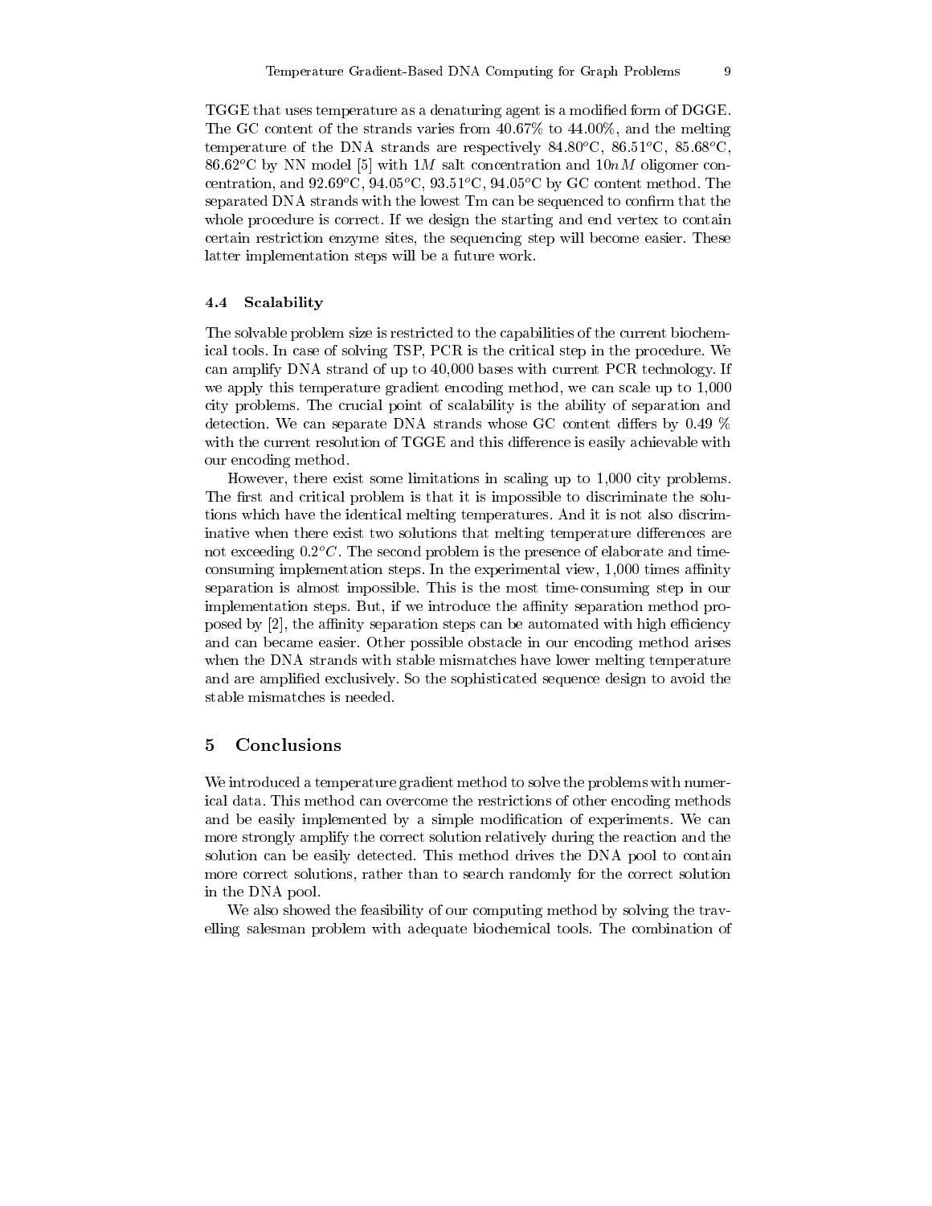TGGE that uses temperature as a denaturing agent is a modified form of DGGE. The GC content of the strands varies from 40.67% to 44.00%, and the melting temperature of the DNA strands are respectively 84.80$^o$C, 86.51$^o$C, 85.68$^o$C, 86.62$^o$C by NN model [5] with $1M$ salt concentration and $10nM$ oligomer concentration, and 92.69$^o$C, 94.05$^o$C, 93.51$^o$C, 94.05$^o$C by GC content method. The separated DNA strands with the lowest Tm can be sequenced to confirm that the whole procedure is correct. If we design the starting and end vertex to contain certain restriction enzyme sites, the sequencing step will become easier. These latter implementation steps will be a future work.

### 4.4 Scalability

The solvable problem size is restricted to the capabilities of the current biochemical tools. In case of solving TSP, PCR is the critical step in the procedure. We can amplify DNA strand of up to 40,000 bases with current PCR technology. If we apply this temperature gradient encoding method, we can scale up to 1,000 city problems. The crucial point of scalability is the ability of separation and detection. We can separate DNA strands whose GC content differs by 0.49 % with the current resolution of TGGE and this difference is easily achievable with our encoding method.

However, there exist some limitations in scaling up to 1,000 city problems. The first and critical problem is that it is impossible to discriminate the solutions which have the identical melting temperatures. And it is not also discriminative when there exist two solutions that melting temperature differences are not exceeding $0.2^oC$. The second problem is the presence of elaborate and time-consuming implementation steps. In the experimental view, 1,000 times affinity separation is almost impossible. This is the most time-consuming step in our implementation steps. But, if we introduce the affinity separation method proposed by [2], the affinity separation steps can be automated with high efficiency and can became easier. Other possible obstacle in our encoding method arises when the DNA strands with stable mismatches have lower melting temperature and are amplified exclusively. So the sophisticated sequence design to avoid the stable mismatches is needed.

## 5 Conclusions

We introduced a temperature gradient method to solve the problems with numerical data. This method can overcome the restrictions of other encoding methods and be easily implemented by a simple modification of experiments. We can more strongly amplify the correct solution relatively during the reaction and the solution can be easily detected. This method drives the DNA pool to contain more correct solutions, rather than to search randomly for the correct solution in the DNA pool.

We also showed the feasibility of our computing method by solving the travelling salesman problem with adequate biochemical tools. The combination of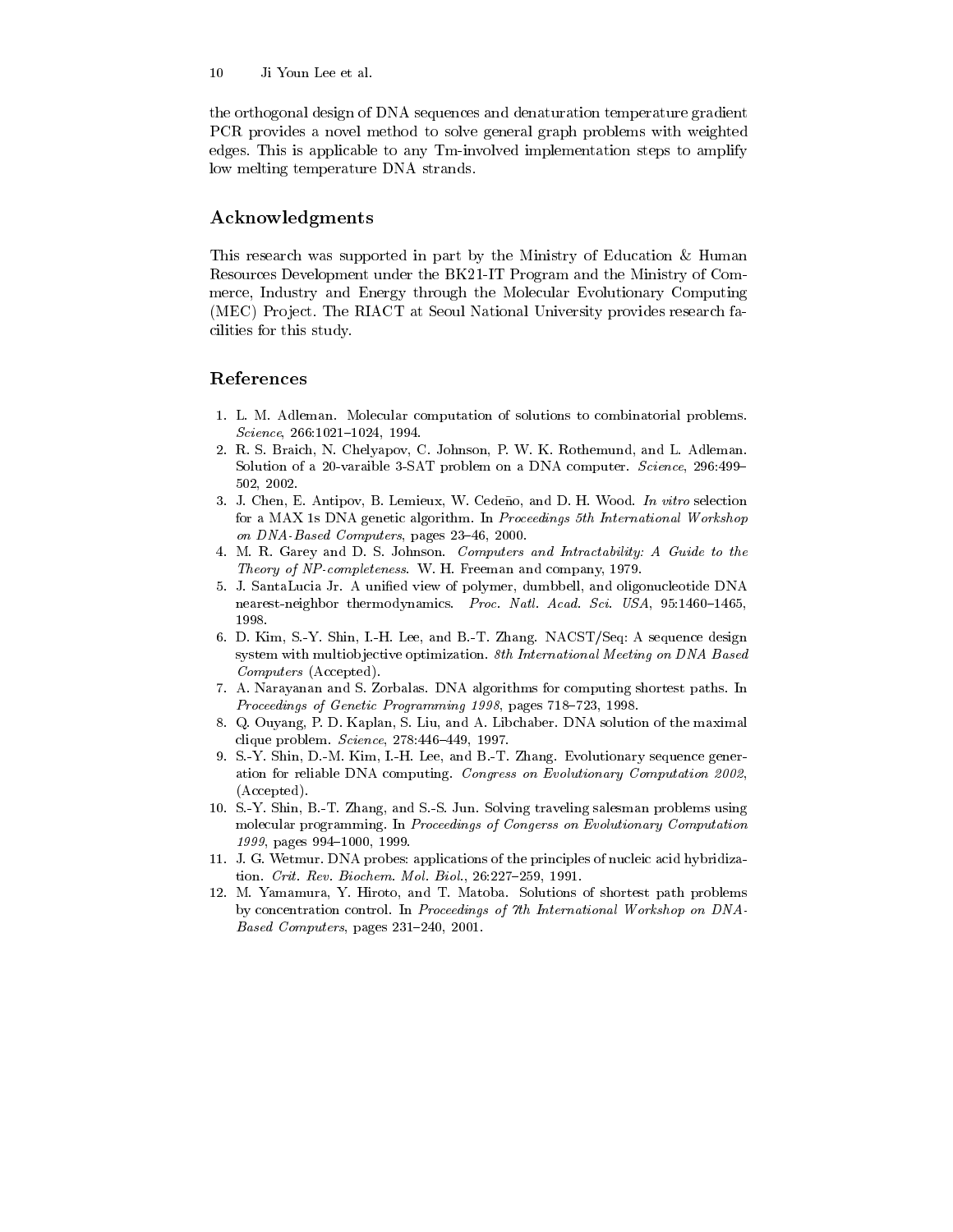the orthogonal design of DNA sequences and denaturation temperature gradient PCR provides a novel method to solve general graph problems with weighted edges. This is applicable to any Tm-involved implementation steps to amplify low melting temperature DNA strands.

## Acknowledgments

This research was supported in part by the Ministry of Education & Human Resources Development under the BK21-IT Program and the Ministry of Commerce, Industry and Energy through the Molecular Evolutionary Computing (MEC) Project. The RIACT at Seoul National University provides research facilities for this study.

## References

1. L. M. Adleman. Molecular computation of solutions to combinatorial problems. *Science*, 266:1021–1024, 1994.
2. R. S. Braich, N. Chelyapov, C. Johnson, P. W. K. Rothemund, and L. Adleman. Solution of a 20-varaible 3-SAT problem on a DNA computer. *Science*, 296:499–502, 2002.
3. J. Chen, E. Antipov, B. Lemieux, W. Cedeño, and D. H. Wood. *In vitro* selection for a MAX 1s DNA genetic algorithm. In *Proceedings 5th International Workshop on DNA-Based Computers*, pages 23–46, 2000.
4. M. R. Garey and D. S. Johnson. *Computers and Intractability: A Guide to the Theory of NP-completeness*. W. H. Freeman and company, 1979.
5. J. SantaLucia Jr. A unified view of polymer, dumbbell, and oligonucleotide DNA nearest-neighbor thermodynamics. *Proc. Natl. Acad. Sci. USA*, 95:1460–1465, 1998.
6. D. Kim, S.-Y. Shin, I.-H. Lee, and B.-T. Zhang. NACST/Seq: A sequence design system with multiobjective optimization. *8th International Meeting on DNA Based Computers* (Accepted).
7. A. Narayanan and S. Zorbalas. DNA algorithms for computing shortest paths. In *Proceedings of Genetic Programming 1998*, pages 718–723, 1998.
8. Q. Ouyang, P. D. Kaplan, S. Liu, and A. Libchaber. DNA solution of the maximal clique problem. *Science*, 278:446–449, 1997.
9. S.-Y. Shin, D.-M. Kim, I.-H. Lee, and B.-T. Zhang. Evolutionary sequence generation for reliable DNA computing. *Congress on Evolutionary Computation 2002*, (Accepted).
10. S.-Y. Shin, B.-T. Zhang, and S.-S. Jun. Solving traveling salesman problems using molecular programming. In *Proceedings of Congerss on Evolutionary Computation 1999*, pages 994–1000, 1999.
11. J. G. Wetmur. DNA probes: applications of the principles of nucleic acid hybridization. *Crit. Rev. Biochem. Mol. Biol.*, 26:227–259, 1991.
12. M. Yamamura, Y. Hiroto, and T. Matoba. Solutions of shortest path problems by concentration control. In *Proceedings of 7th International Workshop on DNA-Based Computers*, pages 231–240, 2001.